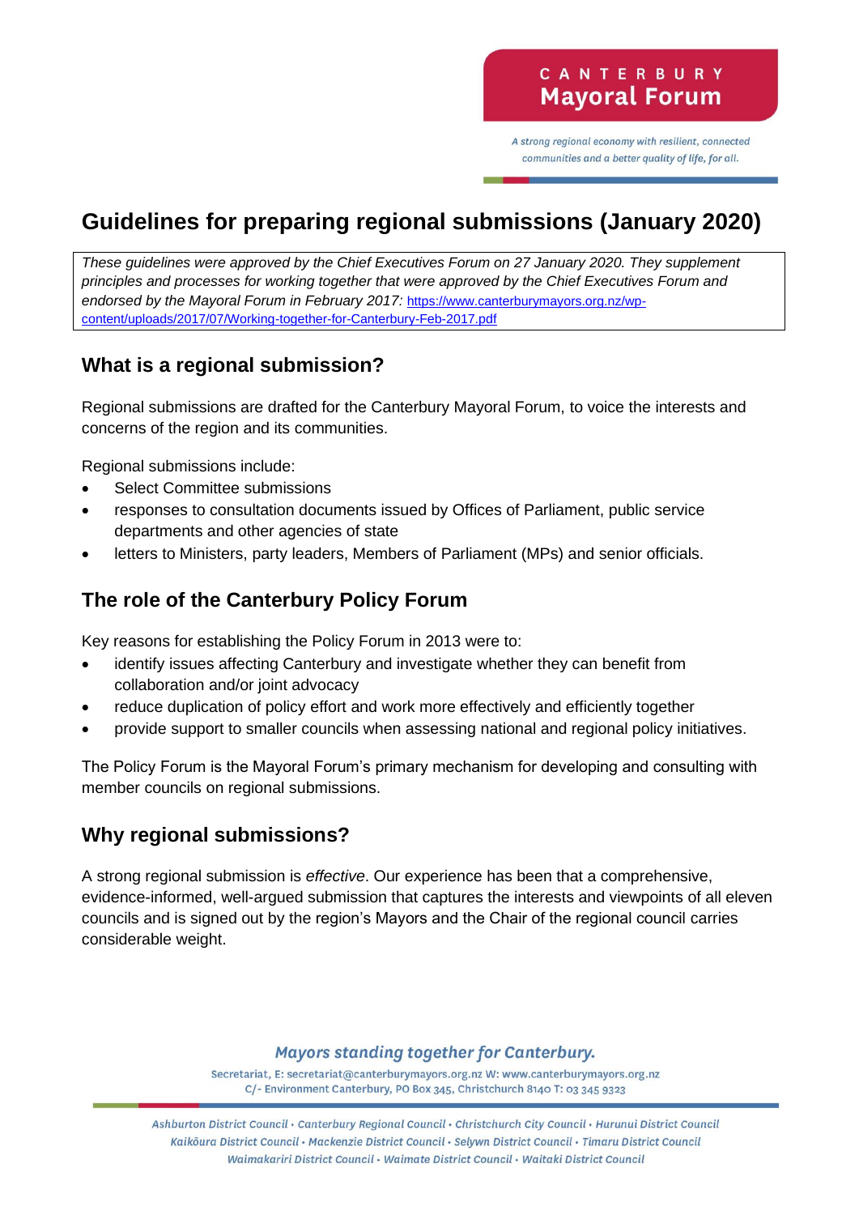# Guidelines for preparing regional submissions (January 2020)

*These guidelines were approved by the Chief Executives Forum on 27 January 2020. They supplement principles and processes for working together that were approved by the Chief Executives Forum and endorsed by the Mayoral Forum in February 2017:* https://www.canterburymayors.org.nz/wp-content/uploads/2017/07/Working-together-for-Canterbury-Feb-2017.pdf

## What is a regional submission?

Regional submissions are drafted for the Canterbury Mayoral Forum, to voice the interests and concerns of the region and its communities.

Regional submissions include:

- Select Committee submissions
- responses to consultation documents issued by Offices of Parliament, public service departments and other agencies of state
- letters to Ministers, party leaders, Members of Parliament (MPs) and senior officials.

## The role of the Canterbury Policy Forum

Key reasons for establishing the Policy Forum in 2013 were to:

- identify issues affecting Canterbury and investigate whether they can benefit from collaboration and/or joint advocacy
- reduce duplication of policy effort and work more effectively and efficiently together
- provide support to smaller councils when assessing national and regional policy initiatives.

The Policy Forum is the Mayoral Forum's primary mechanism for developing and consulting with member councils on regional submissions.

## Why regional submissions?

A strong regional submission is *effective*. Our experience has been that a comprehensive, evidence-informed, well-argued submission that captures the interests and viewpoints of all eleven councils and is signed out by the region's Mayors and the Chair of the regional council carries considerable weight.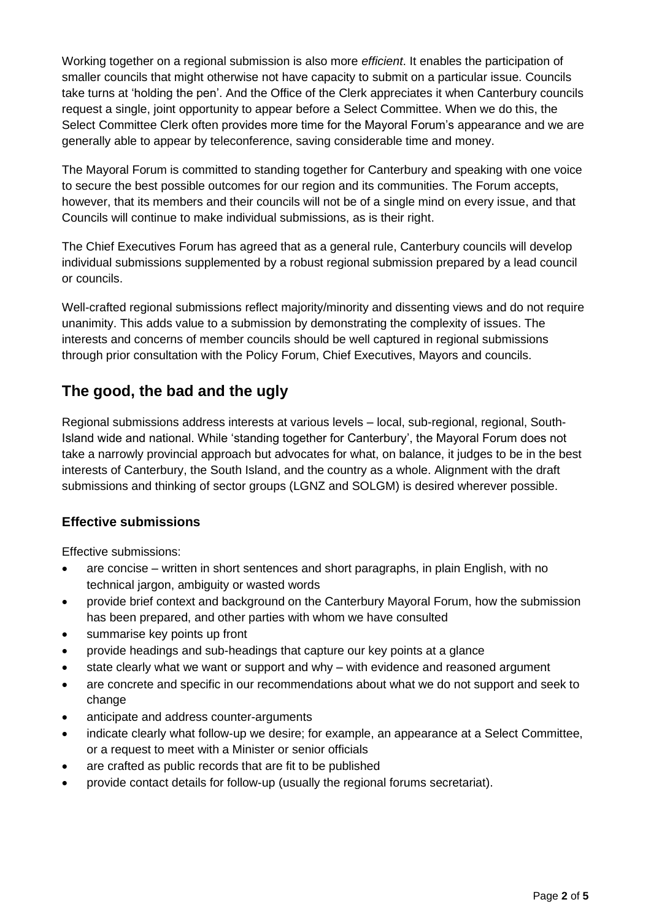Working together on a regional submission is also more *efficient*. It enables the participation of smaller councils that might otherwise not have capacity to submit on a particular issue. Councils take turns at 'holding the pen'. And the Office of the Clerk appreciates it when Canterbury councils request a single, joint opportunity to appear before a Select Committee. When we do this, the Select Committee Clerk often provides more time for the Mayoral Forum's appearance and we are generally able to appear by teleconference, saving considerable time and money.

The Mayoral Forum is committed to standing together for Canterbury and speaking with one voice to secure the best possible outcomes for our region and its communities. The Forum accepts, however, that its members and their councils will not be of a single mind on every issue, and that Councils will continue to make individual submissions, as is their right.

The Chief Executives Forum has agreed that as a general rule, Canterbury councils will develop individual submissions supplemented by a robust regional submission prepared by a lead council or councils.

Well-crafted regional submissions reflect majority/minority and dissenting views and do not require unanimity. This adds value to a submission by demonstrating the complexity of issues. The interests and concerns of member councils should be well captured in regional submissions through prior consultation with the Policy Forum, Chief Executives, Mayors and councils.

## The good, the bad and the ugly

Regional submissions address interests at various levels – local, sub-regional, regional, South-Island wide and national. While 'standing together for Canterbury', the Mayoral Forum does not take a narrowly provincial approach but advocates for what, on balance, it judges to be in the best interests of Canterbury, the South Island, and the country as a whole. Alignment with the draft submissions and thinking of sector groups (LGNZ and SOLGM) is desired wherever possible.

### Effective submissions

Effective submissions:

- are concise – written in short sentences and short paragraphs, in plain English, with no technical jargon, ambiguity or wasted words
- provide brief context and background on the Canterbury Mayoral Forum, how the submission has been prepared, and other parties with whom we have consulted
- summarise key points up front
- provide headings and sub-headings that capture our key points at a glance
- state clearly what we want or support and why – with evidence and reasoned argument
- are concrete and specific in our recommendations about what we do not support and seek to change
- anticipate and address counter-arguments
- indicate clearly what follow-up we desire; for example, an appearance at a Select Committee, or a request to meet with a Minister or senior officials
- are crafted as public records that are fit to be published
- provide contact details for follow-up (usually the regional forums secretariat).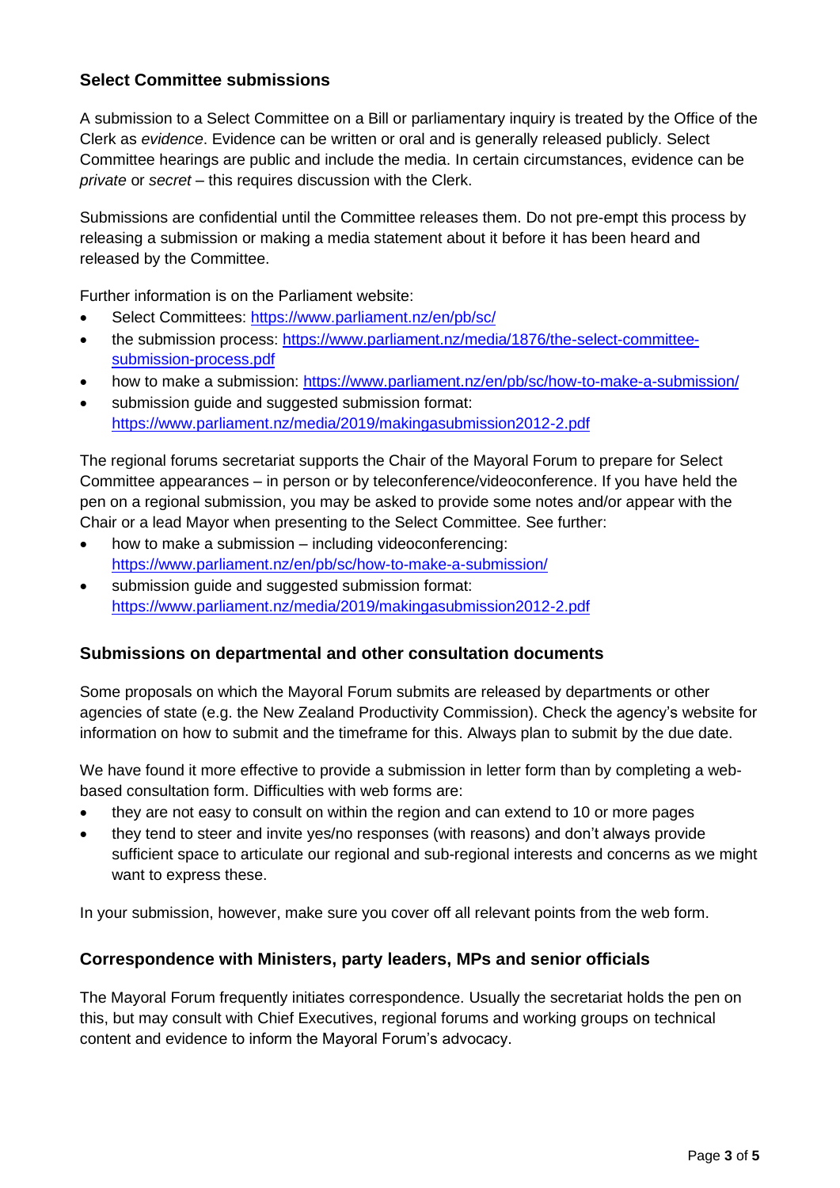### Select Committee submissions

A submission to a Select Committee on a Bill or parliamentary inquiry is treated by the Office of the Clerk as *evidence*. Evidence can be written or oral and is generally released publicly. Select Committee hearings are public and include the media. In certain circumstances, evidence can be *private* or *secret* – this requires discussion with the Clerk.

Submissions are confidential until the Committee releases them. Do not pre-empt this process by releasing a submission or making a media statement about it before it has been heard and released by the Committee.

Further information is on the Parliament website:

- Select Committees: https://www.parliament.nz/en/pb/sc/
- the submission process: https://www.parliament.nz/media/1876/the-select-committee-submission-process.pdf
- how to make a submission: https://www.parliament.nz/en/pb/sc/how-to-make-a-submission/
- submission guide and suggested submission format: https://www.parliament.nz/media/2019/makingasubmission2012-2.pdf

The regional forums secretariat supports the Chair of the Mayoral Forum to prepare for Select Committee appearances – in person or by teleconference/videoconference. If you have held the pen on a regional submission, you may be asked to provide some notes and/or appear with the Chair or a lead Mayor when presenting to the Select Committee. See further:

- how to make a submission – including videoconferencing: https://www.parliament.nz/en/pb/sc/how-to-make-a-submission/
- submission guide and suggested submission format: https://www.parliament.nz/media/2019/makingasubmission2012-2.pdf

### Submissions on departmental and other consultation documents

Some proposals on which the Mayoral Forum submits are released by departments or other agencies of state (e.g. the New Zealand Productivity Commission). Check the agency's website for information on how to submit and the timeframe for this. Always plan to submit by the due date.

We have found it more effective to provide a submission in letter form than by completing a web-based consultation form. Difficulties with web forms are:

- they are not easy to consult on within the region and can extend to 10 or more pages
- they tend to steer and invite yes/no responses (with reasons) and don't always provide sufficient space to articulate our regional and sub-regional interests and concerns as we might want to express these.

In your submission, however, make sure you cover off all relevant points from the web form.

### Correspondence with Ministers, party leaders, MPs and senior officials

The Mayoral Forum frequently initiates correspondence. Usually the secretariat holds the pen on this, but may consult with Chief Executives, regional forums and working groups on technical content and evidence to inform the Mayoral Forum's advocacy.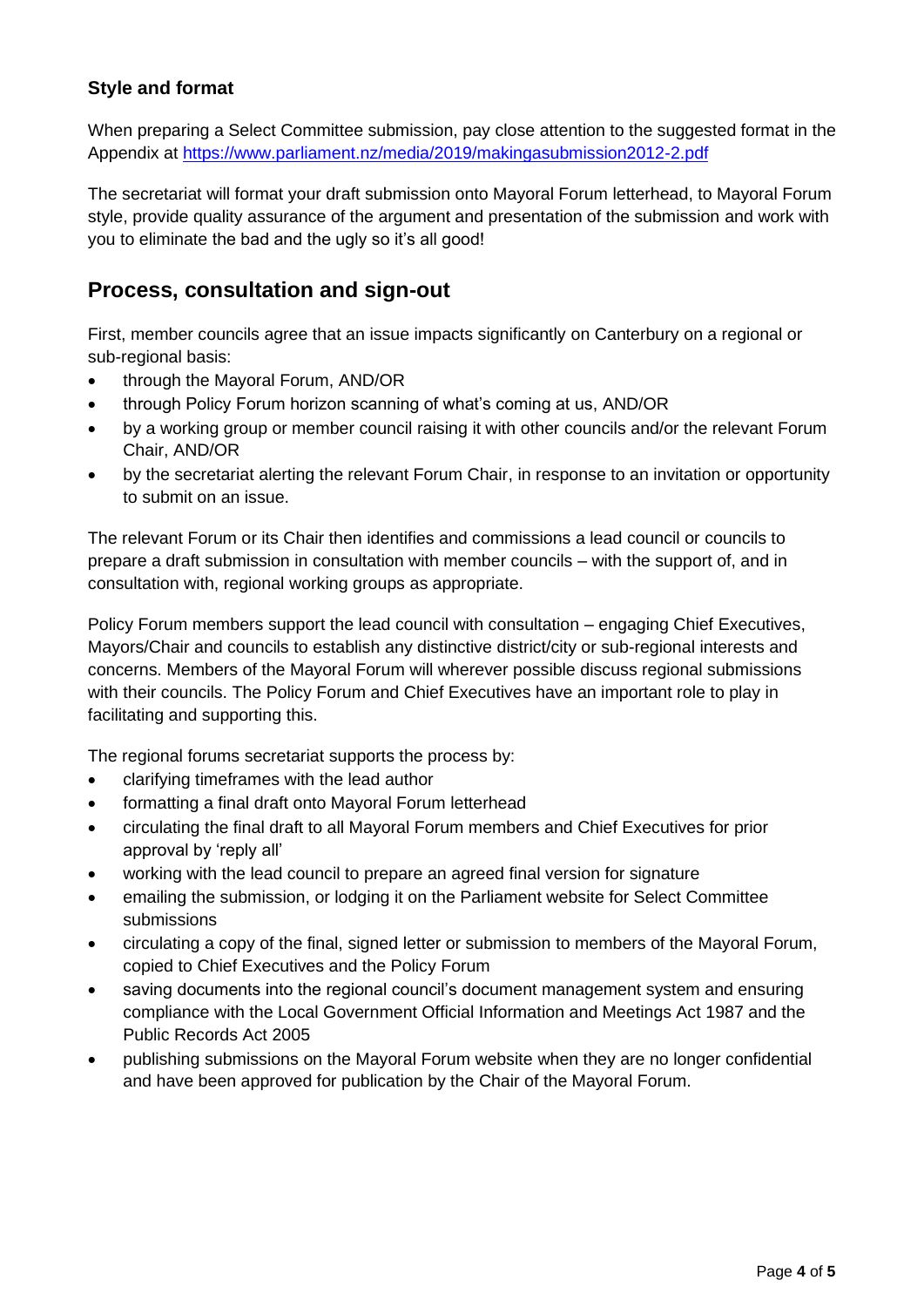### Style and format

When preparing a Select Committee submission, pay close attention to the suggested format in the Appendix at https://www.parliament.nz/media/2019/makingasubmission2012-2.pdf

The secretariat will format your draft submission onto Mayoral Forum letterhead, to Mayoral Forum style, provide quality assurance of the argument and presentation of the submission and work with you to eliminate the bad and the ugly so it's all good!

## Process, consultation and sign-out

First, member councils agree that an issue impacts significantly on Canterbury on a regional or sub-regional basis:

- through the Mayoral Forum, AND/OR
- through Policy Forum horizon scanning of what's coming at us, AND/OR
- by a working group or member council raising it with other councils and/or the relevant Forum Chair, AND/OR
- by the secretariat alerting the relevant Forum Chair, in response to an invitation or opportunity to submit on an issue.

The relevant Forum or its Chair then identifies and commissions a lead council or councils to prepare a draft submission in consultation with member councils – with the support of, and in consultation with, regional working groups as appropriate.

Policy Forum members support the lead council with consultation – engaging Chief Executives, Mayors/Chair and councils to establish any distinctive district/city or sub-regional interests and concerns. Members of the Mayoral Forum will wherever possible discuss regional submissions with their councils. The Policy Forum and Chief Executives have an important role to play in facilitating and supporting this.

The regional forums secretariat supports the process by:

- clarifying timeframes with the lead author
- formatting a final draft onto Mayoral Forum letterhead
- circulating the final draft to all Mayoral Forum members and Chief Executives for prior approval by 'reply all'
- working with the lead council to prepare an agreed final version for signature
- emailing the submission, or lodging it on the Parliament website for Select Committee submissions
- circulating a copy of the final, signed letter or submission to members of the Mayoral Forum, copied to Chief Executives and the Policy Forum
- saving documents into the regional council's document management system and ensuring compliance with the Local Government Official Information and Meetings Act 1987 and the Public Records Act 2005
- publishing submissions on the Mayoral Forum website when they are no longer confidential and have been approved for publication by the Chair of the Mayoral Forum.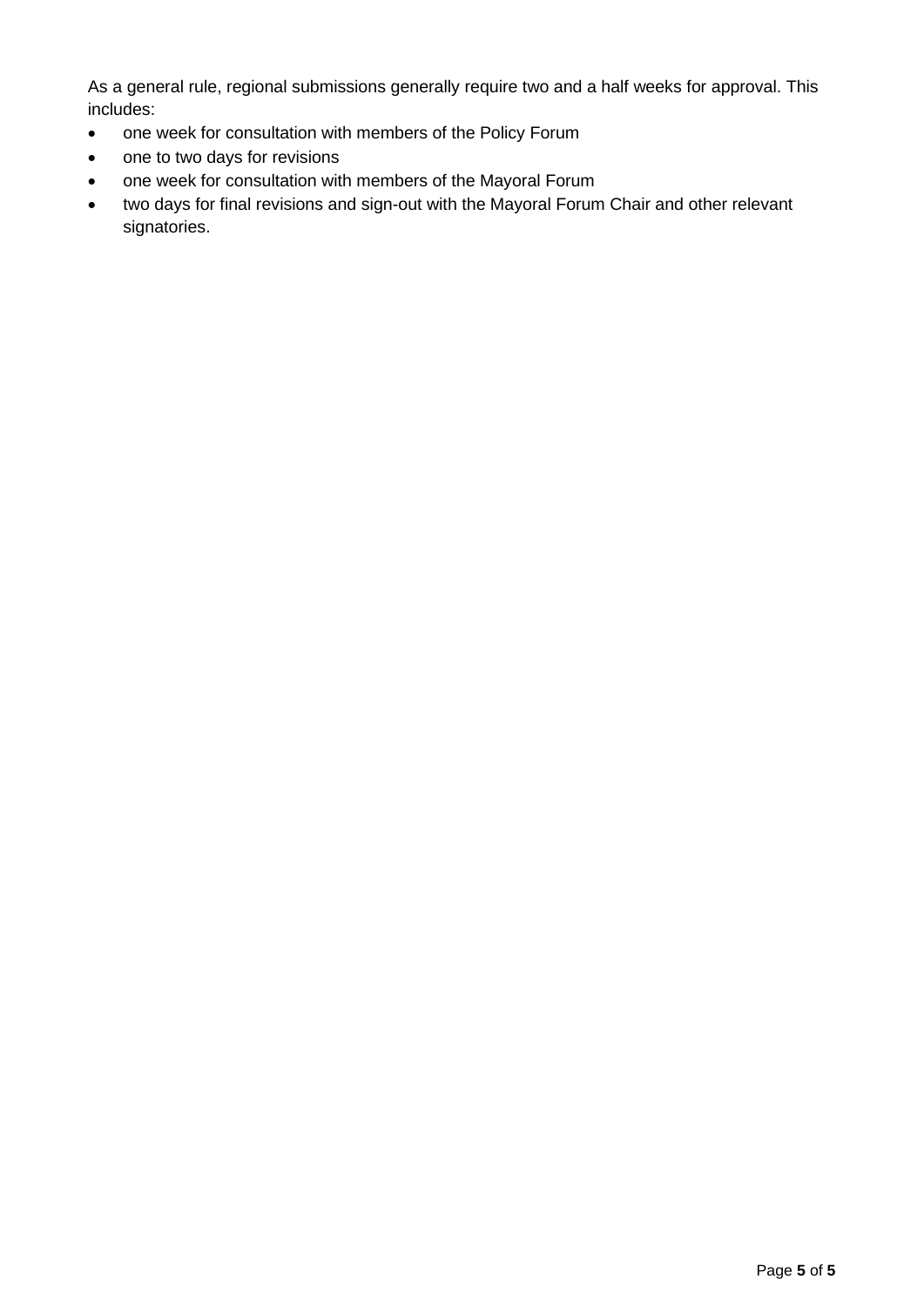As a general rule, regional submissions generally require two and a half weeks for approval. This includes:

- one week for consultation with members of the Policy Forum
- one to two days for revisions
- one week for consultation with members of the Mayoral Forum
- two days for final revisions and sign-out with the Mayoral Forum Chair and other relevant signatories.